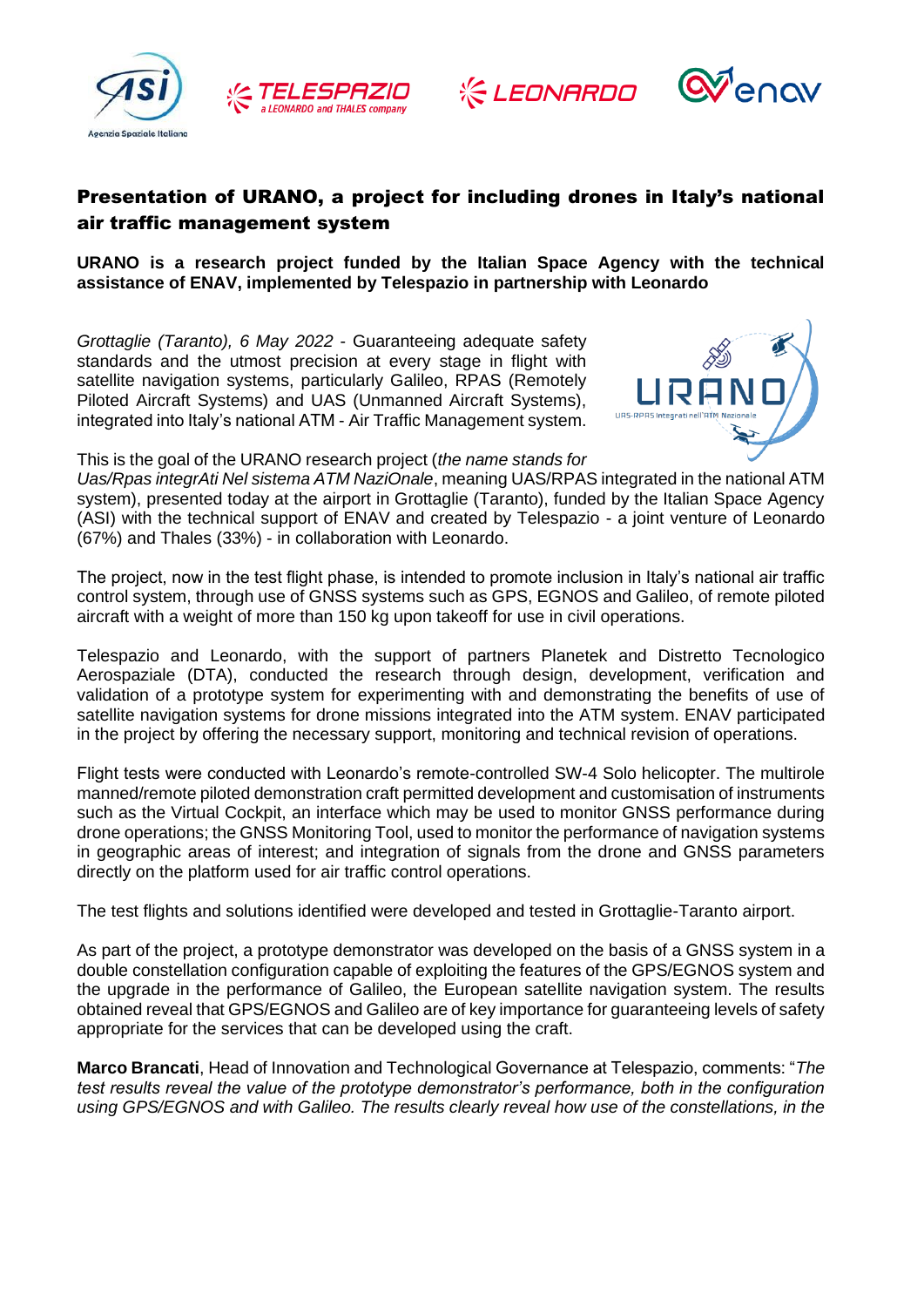# Presentation of URANO, a project for including drones in Italy's national air traffic management system

**URANO is a research project funded by the Italian Space Agency with the technical assistance of ENAV, implemented by Telespazio in partnership with Leonardo**

*Grottaglie (Taranto), 6 May 2022* - Guaranteeing adequate safety standards and the utmost precision at every stage in flight with satellite navigation systems, particularly Galileo, RPAS (Remotely Piloted Aircraft Systems) and UAS (Unmanned Aircraft Systems), integrated into Italy's national ATM - Air Traffic Management system.

This is the goal of the URANO research project (*the name stands for Uas/Rpas integrAti Nel sistema ATM NaziOnale*, meaning UAS/RPAS integrated in the national ATM system), presented today at the airport in Grottaglie (Taranto), funded by the Italian Space Agency (ASI) with the technical support of ENAV and created by Telespazio - a joint venture of Leonardo (67%) and Thales (33%) - in collaboration with Leonardo.

The project, now in the test flight phase, is intended to promote inclusion in Italy's national air traffic control system, through use of GNSS systems such as GPS, EGNOS and Galileo, of remote piloted aircraft with a weight of more than 150 kg upon takeoff for use in civil operations.

Telespazio and Leonardo, with the support of partners Planetek and Distretto Tecnologico Aerospaziale (DTA), conducted the research through design, development, verification and validation of a prototype system for experimenting with and demonstrating the benefits of use of satellite navigation systems for drone missions integrated into the ATM system. ENAV participated in the project by offering the necessary support, monitoring and technical revision of operations.

Flight tests were conducted with Leonardo's remote-controlled SW-4 Solo helicopter. The multirole manned/remote piloted demonstration craft permitted development and customisation of instruments such as the Virtual Cockpit, an interface which may be used to monitor GNSS performance during drone operations; the GNSS Monitoring Tool, used to monitor the performance of navigation systems in geographic areas of interest; and integration of signals from the drone and GNSS parameters directly on the platform used for air traffic control operations.

The test flights and solutions identified were developed and tested in Grottaglie-Taranto airport.

As part of the project, a prototype demonstrator was developed on the basis of a GNSS system in a double constellation configuration capable of exploiting the features of the GPS/EGNOS system and the upgrade in the performance of Galileo, the European satellite navigation system. The results obtained reveal that GPS/EGNOS and Galileo are of key importance for guaranteeing levels of safety appropriate for the services that can be developed using the craft.

**Marco Brancati**, Head of Innovation and Technological Governance at Telespazio, comments: "*The test results reveal the value of the prototype demonstrator's performance, both in the configuration using GPS/EGNOS and with Galileo. The results clearly reveal how use of the constellations, in the*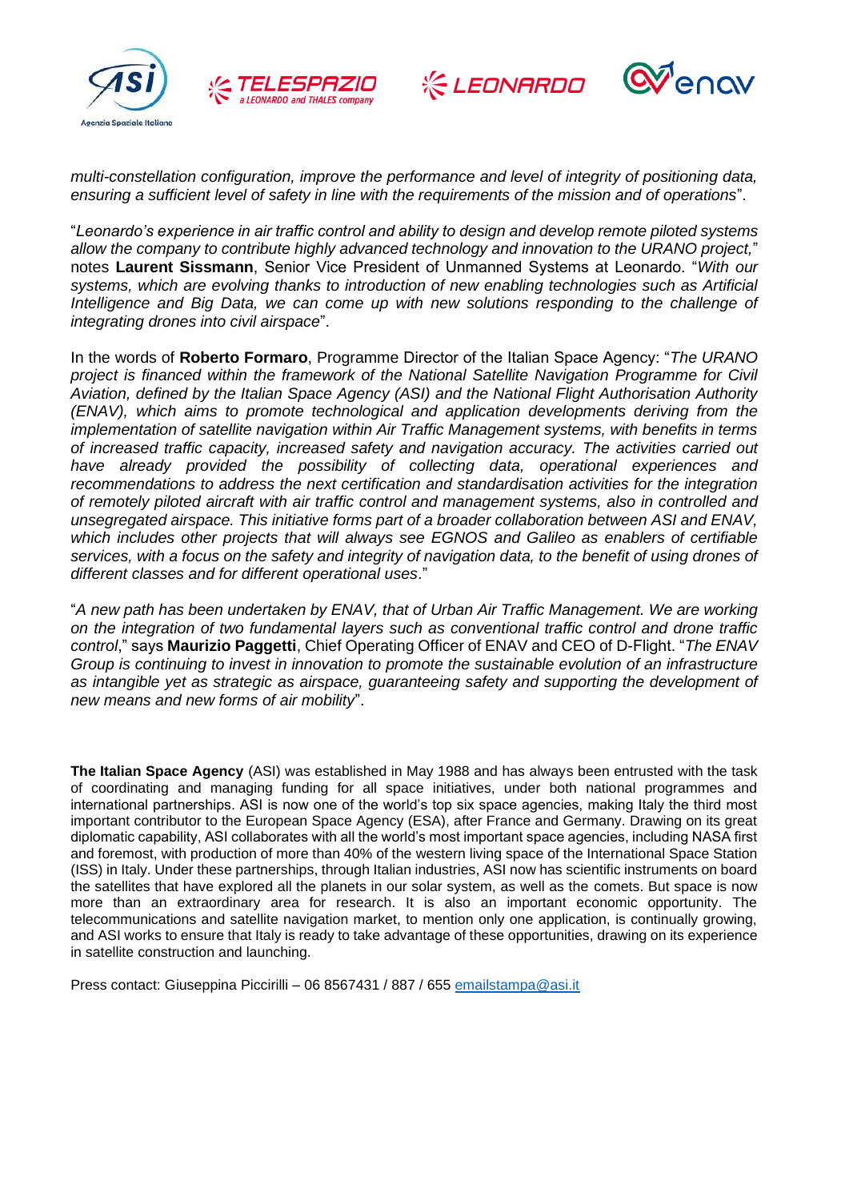*multi-constellation configuration, improve the performance and level of integrity of positioning data, ensuring a sufficient level of safety in line with the requirements of the mission and of operations*".

"*Leonardo's experience in air traffic control and ability to design and develop remote piloted systems allow the company to contribute highly advanced technology and innovation to the URANO project,*" notes **Laurent Sissmann**, Senior Vice President of Unmanned Systems at Leonardo. "*With our systems, which are evolving thanks to introduction of new enabling technologies such as Artificial Intelligence and Big Data, we can come up with new solutions responding to the challenge of integrating drones into civil airspace*".

In the words of **Roberto Formaro**, Programme Director of the Italian Space Agency: "*The URANO project is financed within the framework of the National Satellite Navigation Programme for Civil Aviation, defined by the Italian Space Agency (ASI) and the National Flight Authorisation Authority (ENAV), which aims to promote technological and application developments deriving from the implementation of satellite navigation within Air Traffic Management systems, with benefits in terms of increased traffic capacity, increased safety and navigation accuracy. The activities carried out have already provided the possibility of collecting data, operational experiences and recommendations to address the next certification and standardisation activities for the integration of remotely piloted aircraft with air traffic control and management systems, also in controlled and unsegregated airspace. This initiative forms part of a broader collaboration between ASI and ENAV, which includes other projects that will always see EGNOS and Galileo as enablers of certifiable services, with a focus on the safety and integrity of navigation data, to the benefit of using drones of different classes and for different operational uses*."

"*A new path has been undertaken by ENAV, that of Urban Air Traffic Management. We are working on the integration of two fundamental layers such as conventional traffic control and drone traffic control*," says **Maurizio Paggetti**, Chief Operating Officer of ENAV and CEO of D-Flight. "*The ENAV Group is continuing to invest in innovation to promote the sustainable evolution of an infrastructure as intangible yet as strategic as airspace, guaranteeing safety and supporting the development of new means and new forms of air mobility*".

**The Italian Space Agency** (ASI) was established in May 1988 and has always been entrusted with the task of coordinating and managing funding for all space initiatives, under both national programmes and international partnerships. ASI is now one of the world's top six space agencies, making Italy the third most important contributor to the European Space Agency (ESA), after France and Germany. Drawing on its great diplomatic capability, ASI collaborates with all the world's most important space agencies, including NASA first and foremost, with production of more than 40% of the western living space of the International Space Station (ISS) in Italy. Under these partnerships, through Italian industries, ASI now has scientific instruments on board the satellites that have explored all the planets in our solar system, as well as the comets. But space is now more than an extraordinary area for research. It is also an important economic opportunity. The telecommunications and satellite navigation market, to mention only one application, is continually growing, and ASI works to ensure that Italy is ready to take advantage of these opportunities, drawing on its experience in satellite construction and launching.

Press contact: Giuseppina Piccirilli – 06 8567431 / 887 / 655 emailstampa@asi.it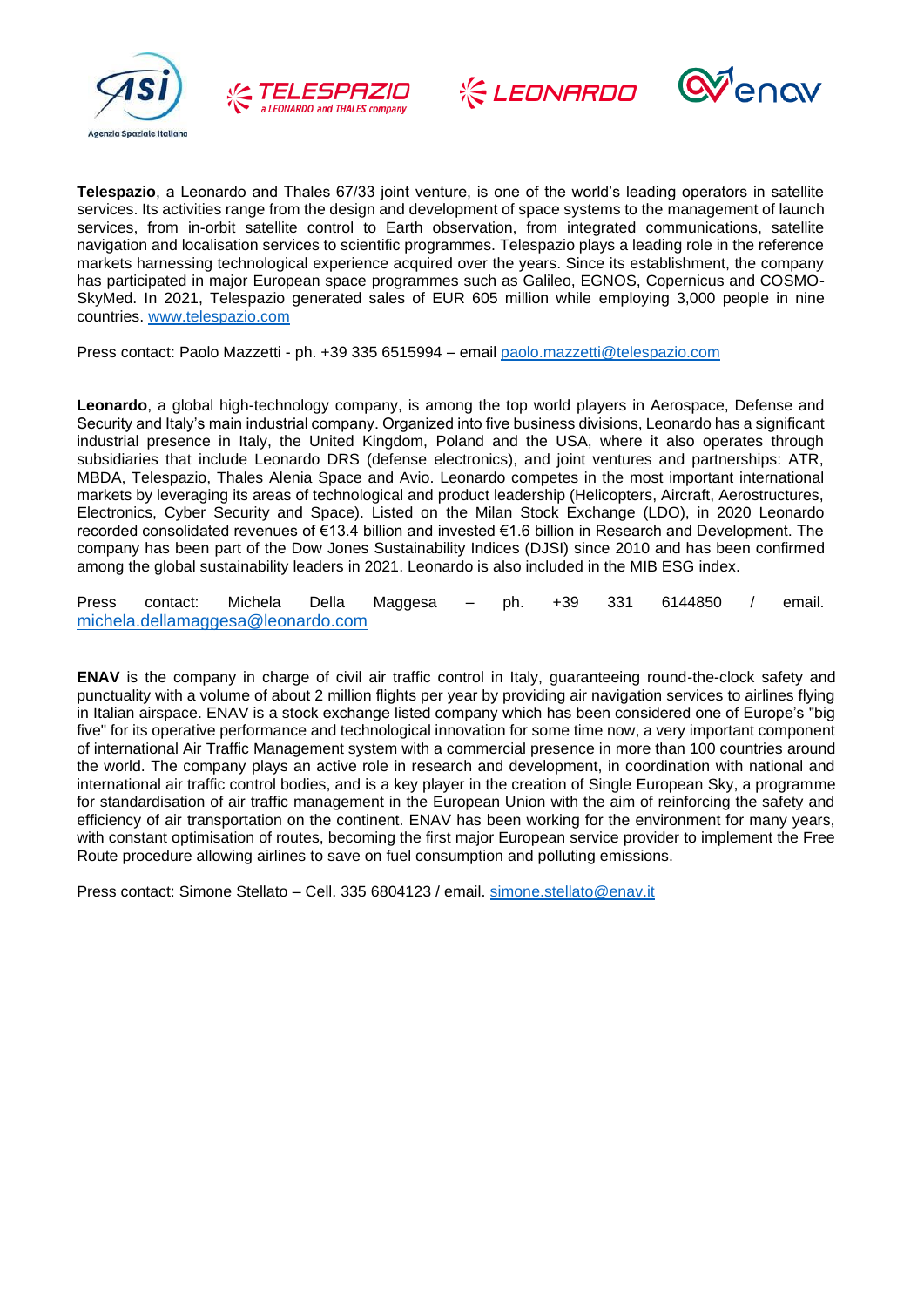**Telespazio**, a Leonardo and Thales 67/33 joint venture, is one of the world's leading operators in satellite services. Its activities range from the design and development of space systems to the management of launch services, from in-orbit satellite control to Earth observation, from integrated communications, satellite navigation and localisation services to scientific programmes. Telespazio plays a leading role in the reference markets harnessing technological experience acquired over the years. Since its establishment, the company has participated in major European space programmes such as Galileo, EGNOS, Copernicus and COSMO-SkyMed. In 2021, Telespazio generated sales of EUR 605 million while employing 3,000 people in nine countries. www.telespazio.com

Press contact: Paolo Mazzetti - ph. +39 335 6515994 – email paolo.mazzetti@telespazio.com

**Leonardo**, a global high-technology company, is among the top world players in Aerospace, Defense and Security and Italy's main industrial company. Organized into five business divisions, Leonardo has a significant industrial presence in Italy, the United Kingdom, Poland and the USA, where it also operates through subsidiaries that include Leonardo DRS (defense electronics), and joint ventures and partnerships: ATR, MBDA, Telespazio, Thales Alenia Space and Avio. Leonardo competes in the most important international markets by leveraging its areas of technological and product leadership (Helicopters, Aircraft, Aerostructures, Electronics, Cyber Security and Space). Listed on the Milan Stock Exchange (LDO), in 2020 Leonardo recorded consolidated revenues of €13.4 billion and invested €1.6 billion in Research and Development. The company has been part of the Dow Jones Sustainability Indices (DJSI) since 2010 and has been confirmed among the global sustainability leaders in 2021. Leonardo is also included in the MIB ESG index.

Press contact: Michela Della Maggesa – ph. +39 331 6144850 / email. michela.dellamaggesa@leonardo.com

**ENAV** is the company in charge of civil air traffic control in Italy, guaranteeing round-the-clock safety and punctuality with a volume of about 2 million flights per year by providing air navigation services to airlines flying in Italian airspace. ENAV is a stock exchange listed company which has been considered one of Europe's "big five" for its operative performance and technological innovation for some time now, a very important component of international Air Traffic Management system with a commercial presence in more than 100 countries around the world. The company plays an active role in research and development, in coordination with national and international air traffic control bodies, and is a key player in the creation of Single European Sky, a programme for standardisation of air traffic management in the European Union with the aim of reinforcing the safety and efficiency of air transportation on the continent. ENAV has been working for the environment for many years, with constant optimisation of routes, becoming the first major European service provider to implement the Free Route procedure allowing airlines to save on fuel consumption and polluting emissions.

Press contact: Simone Stellato – Cell. 335 6804123 / email. simone.stellato@enav.it